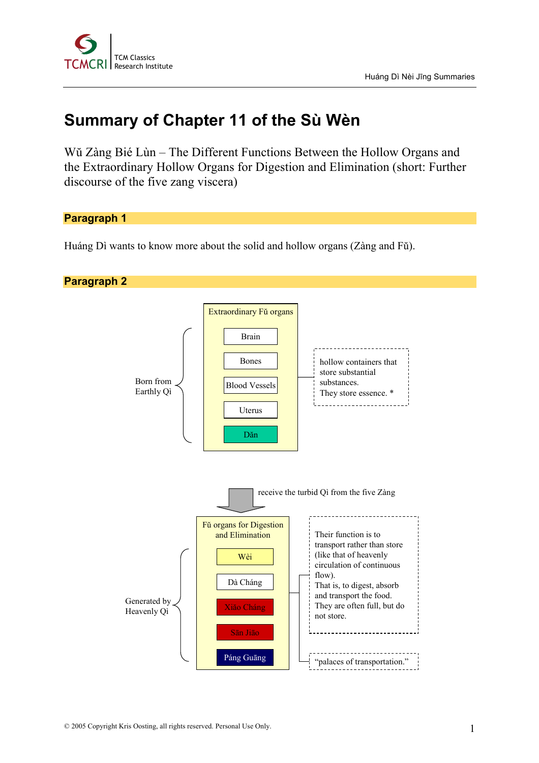# Summary of Chapter 11 of the Sù Wèn

Wǔ Zàng Bié Lùn – The Different Functions Between the Hollow Organs and the Extraordinary Hollow Organs for Digestion and Elimination (short: Further discourse of the five zang viscera)

## Paragraph 1

Huáng Dì wants to know more about the solid and hollow organs (Zàng and Fŭ).

## Paragraph 2

**Extraordinary Fŭ organs**

Born from Earthly Qi:

- Brain
- Bones
- Blood Vessels
- Uterus
- Dăn

hollow containers that store substantial substances.
They store essence. *

↓ receive the turbid Qì from the five Zàng

**Fŭ organs for Digestion and Elimination**

Generated by Heavenly Qi:

- Wèi
- Dà Cháng
- Xiăo Cháng
- Sān Jiāo
- Páng Guāng

Their function is to transport rather than store (like that of heavenly circulation of continuous flow).
That is, to digest, absorb and transport the food.
They are often full, but do not store.

"palaces of transportation."

© 2005 Copyright Kris Oosting, all rights reserved. Personal Use Only.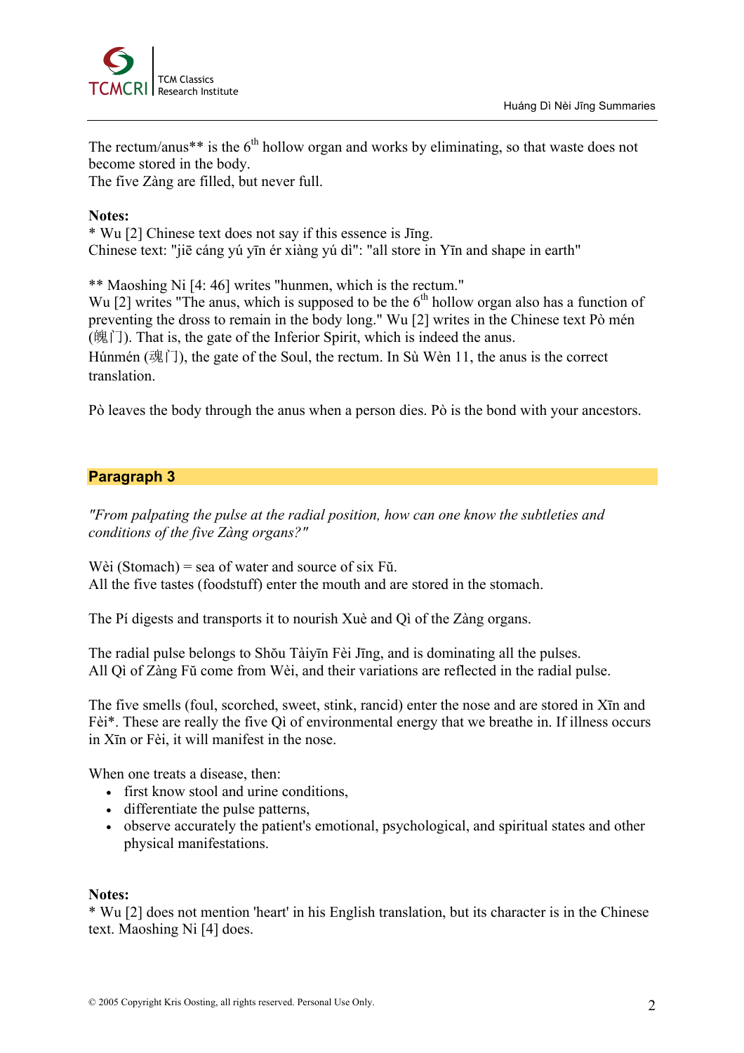The rectum/anus** is the 6th hollow organ and works by eliminating, so that waste does not become stored in the body.
The five Zàng are filled, but never full.

**Notes:**
* Wu [2] Chinese text does not say if this essence is Jīng.
Chinese text: "jiē cáng yú yīn ér xiàng yú dì": "all store in Yīn and shape in earth"

** Maoshing Ni [4: 46] writes "hunmen, which is the rectum."
Wu [2] writes "The anus, which is supposed to be the 6th hollow organ also has a function of preventing the dross to remain in the body long." Wu [2] writes in the Chinese text Pò mén (魄门). That is, the gate of the Inferior Spirit, which is indeed the anus.
Húnmén (魂门), the gate of the Soul, the rectum. In Sù Wèn 11, the anus is the correct translation.

Pò leaves the body through the anus when a person dies. Pò is the bond with your ancestors.

## Paragraph 3

*"From palpating the pulse at the radial position, how can one know the subtleties and conditions of the five Zàng organs?"*

Wèi (Stomach) = sea of water and source of six Fŭ.
All the five tastes (foodstuff) enter the mouth and are stored in the stomach.

The Pí digests and transports it to nourish Xuè and Qì of the Zàng organs.

The radial pulse belongs to Shŏu Tàiyīn Fèi Jīng, and is dominating all the pulses.
All Qì of Zàng Fŭ come from Wèi, and their variations are reflected in the radial pulse.

The five smells (foul, scorched, sweet, stink, rancid) enter the nose and are stored in Xīn and Fèi*. These are really the five Qì of environmental energy that we breathe in. If illness occurs in Xīn or Fèi, it will manifest in the nose.

When one treats a disease, then:

- first know stool and urine conditions,
- differentiate the pulse patterns,
- observe accurately the patient's emotional, psychological, and spiritual states and other physical manifestations.

**Notes:**
* Wu [2] does not mention 'heart' in his English translation, but its character is in the Chinese text. Maoshing Ni [4] does.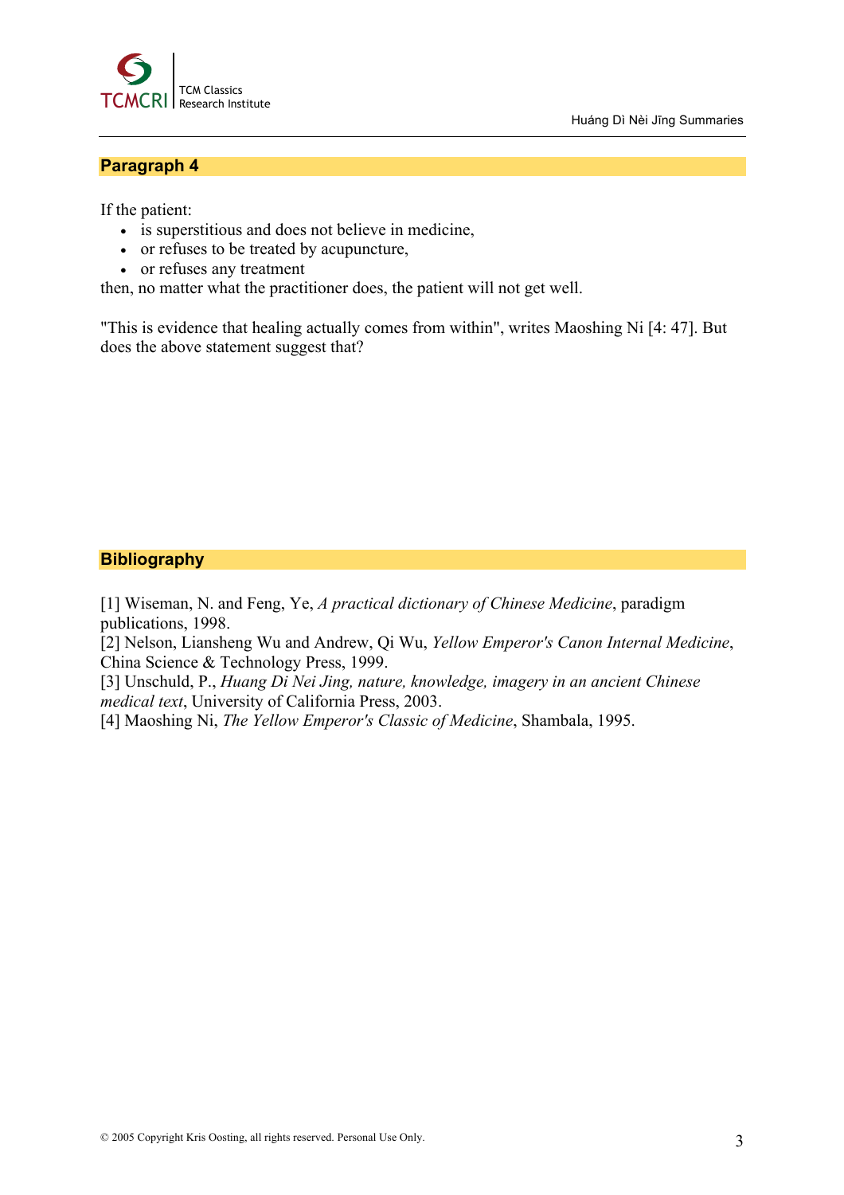## Paragraph 4

If the patient:

- is superstitious and does not believe in medicine,
- or refuses to be treated by acupuncture,
- or refuses any treatment

then, no matter what the practitioner does, the patient will not get well.

"This is evidence that healing actually comes from within", writes Maoshing Ni [4: 47]. But does the above statement suggest that?

## Bibliography

[1] Wiseman, N. and Feng, Ye, *A practical dictionary of Chinese Medicine*, paradigm publications, 1998.
[2] Nelson, Liansheng Wu and Andrew, Qi Wu, *Yellow Emperor's Canon Internal Medicine*, China Science & Technology Press, 1999.
[3] Unschuld, P., *Huang Di Nei Jing, nature, knowledge, imagery in an ancient Chinese medical text*, University of California Press, 2003.
[4] Maoshing Ni, *The Yellow Emperor's Classic of Medicine*, Shambala, 1995.

© 2005 Copyright Kris Oosting, all rights reserved. Personal Use Only.